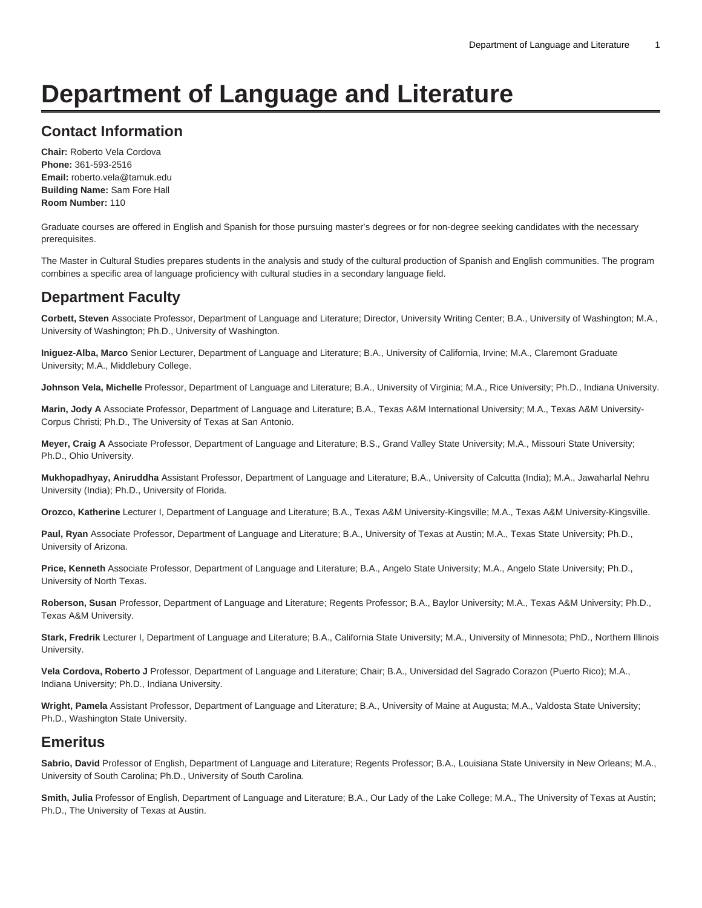# Department of Language and Literature

## Contact Information

**Chair:** Roberto Vela Cordova
**Phone:** 361-593-2516
**Email:** roberto.vela@tamuk.edu
**Building Name:** Sam Fore Hall
**Room Number:** 110

Graduate courses are offered in English and Spanish for those pursuing master's degrees or for non-degree seeking candidates with the necessary prerequisites.

The Master in Cultural Studies prepares students in the analysis and study of the cultural production of Spanish and English communities. The program combines a specific area of language proficiency with cultural studies in a secondary language field.

## Department Faculty

**Corbett, Steven** Associate Professor, Department of Language and Literature; Director, University Writing Center; B.A., University of Washington; M.A., University of Washington; Ph.D., University of Washington.

**Iniguez-Alba, Marco** Senior Lecturer, Department of Language and Literature; B.A., University of California, Irvine; M.A., Claremont Graduate University; M.A., Middlebury College.

**Johnson Vela, Michelle** Professor, Department of Language and Literature; B.A., University of Virginia; M.A., Rice University; Ph.D., Indiana University.

**Marin, Jody A** Associate Professor, Department of Language and Literature; B.A., Texas A&M International University; M.A., Texas A&M University-Corpus Christi; Ph.D., The University of Texas at San Antonio.

**Meyer, Craig A** Associate Professor, Department of Language and Literature; B.S., Grand Valley State University; M.A., Missouri State University; Ph.D., Ohio University.

**Mukhopadhyay, Aniruddha** Assistant Professor, Department of Language and Literature; B.A., University of Calcutta (India); M.A., Jawaharlal Nehru University (India); Ph.D., University of Florida.

**Orozco, Katherine** Lecturer I, Department of Language and Literature; B.A., Texas A&M University-Kingsville; M.A., Texas A&M University-Kingsville.

**Paul, Ryan** Associate Professor, Department of Language and Literature; B.A., University of Texas at Austin; M.A., Texas State University; Ph.D., University of Arizona.

**Price, Kenneth** Associate Professor, Department of Language and Literature; B.A., Angelo State University; M.A., Angelo State University; Ph.D., University of North Texas.

**Roberson, Susan** Professor, Department of Language and Literature; Regents Professor; B.A., Baylor University; M.A., Texas A&M University; Ph.D., Texas A&M University.

**Stark, Fredrik** Lecturer I, Department of Language and Literature; B.A., California State University; M.A., University of Minnesota; PhD., Northern Illinois University.

**Vela Cordova, Roberto J** Professor, Department of Language and Literature; Chair; B.A., Universidad del Sagrado Corazon (Puerto Rico); M.A., Indiana University; Ph.D., Indiana University.

**Wright, Pamela** Assistant Professor, Department of Language and Literature; B.A., University of Maine at Augusta; M.A., Valdosta State University; Ph.D., Washington State University.

## Emeritus

**Sabrio, David** Professor of English, Department of Language and Literature; Regents Professor; B.A., Louisiana State University in New Orleans; M.A., University of South Carolina; Ph.D., University of South Carolina.

**Smith, Julia** Professor of English, Department of Language and Literature; B.A., Our Lady of the Lake College; M.A., The University of Texas at Austin; Ph.D., The University of Texas at Austin.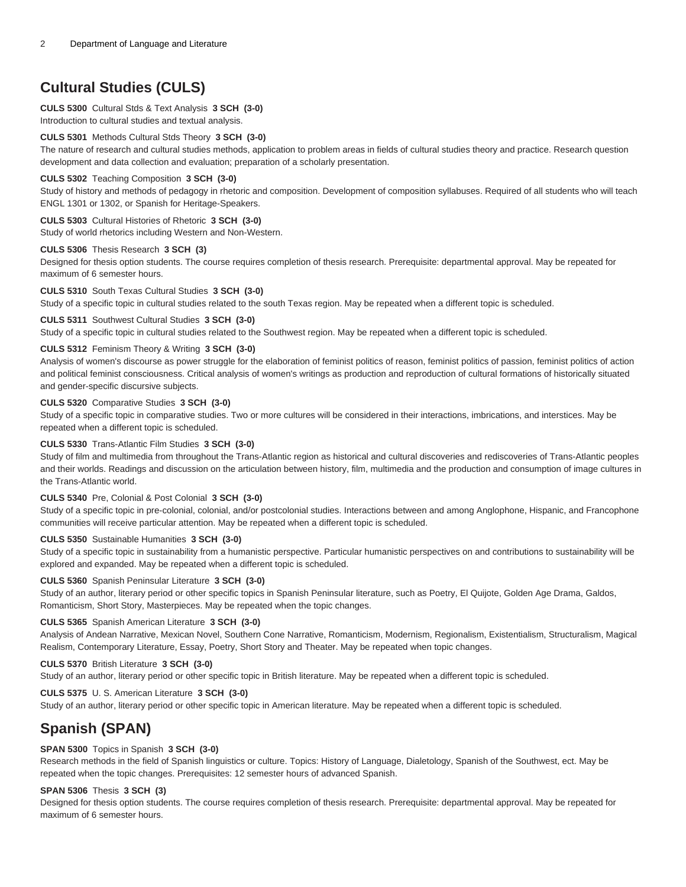## Cultural Studies (CULS)

**CULS 5300** Cultural Stds & Text Analysis **3 SCH (3-0)**
Introduction to cultural studies and textual analysis.

**CULS 5301** Methods Cultural Stds Theory **3 SCH (3-0)**
The nature of research and cultural studies methods, application to problem areas in fields of cultural studies theory and practice. Research question development and data collection and evaluation; preparation of a scholarly presentation.

**CULS 5302** Teaching Composition **3 SCH (3-0)**
Study of history and methods of pedagogy in rhetoric and composition. Development of composition syllabuses. Required of all students who will teach ENGL 1301 or 1302, or Spanish for Heritage-Speakers.

**CULS 5303** Cultural Histories of Rhetoric **3 SCH (3-0)**
Study of world rhetorics including Western and Non-Western.

**CULS 5306** Thesis Research **3 SCH (3)**
Designed for thesis option students. The course requires completion of thesis research. Prerequisite: departmental approval. May be repeated for maximum of 6 semester hours.

**CULS 5310** South Texas Cultural Studies **3 SCH (3-0)**
Study of a specific topic in cultural studies related to the south Texas region. May be repeated when a different topic is scheduled.

**CULS 5311** Southwest Cultural Studies **3 SCH (3-0)**
Study of a specific topic in cultural studies related to the Southwest region. May be repeated when a different topic is scheduled.

**CULS 5312** Feminism Theory & Writing **3 SCH (3-0)**
Analysis of women's discourse as power struggle for the elaboration of feminist politics of reason, feminist politics of passion, feminist politics of action and political feminist consciousness. Critical analysis of women's writings as production and reproduction of cultural formations of historically situated and gender-specific discursive subjects.

**CULS 5320** Comparative Studies **3 SCH (3-0)**
Study of a specific topic in comparative studies. Two or more cultures will be considered in their interactions, imbrications, and interstices. May be repeated when a different topic is scheduled.

**CULS 5330** Trans-Atlantic Film Studies **3 SCH (3-0)**
Study of film and multimedia from throughout the Trans-Atlantic region as historical and cultural discoveries and rediscoveries of Trans-Atlantic peoples and their worlds. Readings and discussion on the articulation between history, film, multimedia and the production and consumption of image cultures in the Trans-Atlantic world.

**CULS 5340** Pre, Colonial & Post Colonial **3 SCH (3-0)**
Study of a specific topic in pre-colonial, colonial, and/or postcolonial studies. Interactions between and among Anglophone, Hispanic, and Francophone communities will receive particular attention. May be repeated when a different topic is scheduled.

**CULS 5350** Sustainable Humanities **3 SCH (3-0)**
Study of a specific topic in sustainability from a humanistic perspective. Particular humanistic perspectives on and contributions to sustainability will be explored and expanded. May be repeated when a different topic is scheduled.

**CULS 5360** Spanish Peninsular Literature **3 SCH (3-0)**
Study of an author, literary period or other specific topics in Spanish Peninsular literature, such as Poetry, El Quijote, Golden Age Drama, Galdos, Romanticism, Short Story, Masterpieces. May be repeated when the topic changes.

**CULS 5365** Spanish American Literature **3 SCH (3-0)**
Analysis of Andean Narrative, Mexican Novel, Southern Cone Narrative, Romanticism, Modernism, Regionalism, Existentialism, Structuralism, Magical Realism, Contemporary Literature, Essay, Poetry, Short Story and Theater. May be repeated when topic changes.

**CULS 5370** British Literature **3 SCH (3-0)**
Study of an author, literary period or other specific topic in British literature. May be repeated when a different topic is scheduled.

**CULS 5375** U. S. American Literature **3 SCH (3-0)**
Study of an author, literary period or other specific topic in American literature. May be repeated when a different topic is scheduled.

## Spanish (SPAN)

**SPAN 5300** Topics in Spanish **3 SCH (3-0)**
Research methods in the field of Spanish linguistics or culture. Topics: History of Language, Dialetology, Spanish of the Southwest, ect. May be repeated when the topic changes. Prerequisites: 12 semester hours of advanced Spanish.

**SPAN 5306** Thesis **3 SCH (3)**
Designed for thesis option students. The course requires completion of thesis research. Prerequisite: departmental approval. May be repeated for maximum of 6 semester hours.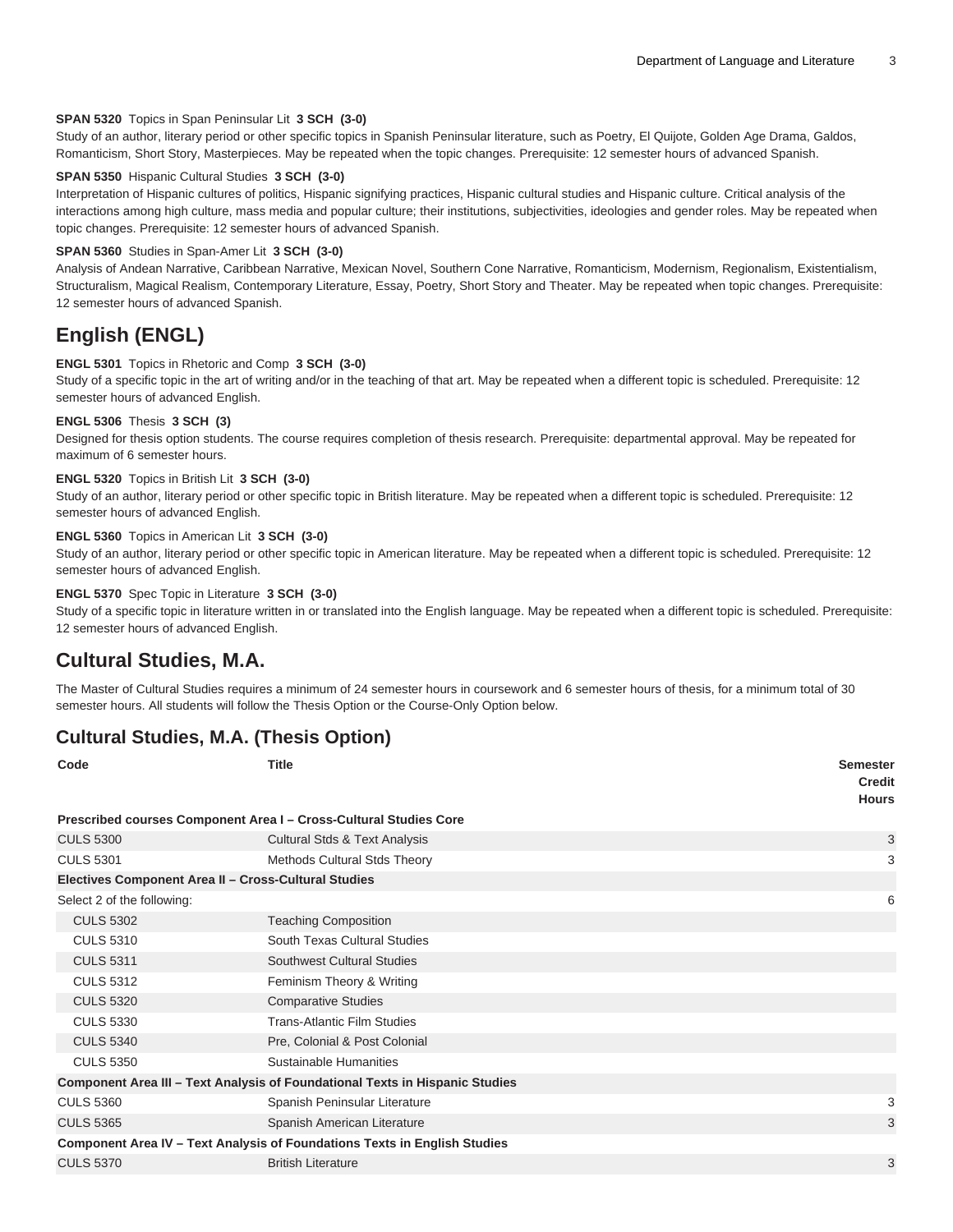**SPAN 5320** Topics in Span Peninsular Lit **3 SCH (3-0)**
Study of an author, literary period or other specific topics in Spanish Peninsular literature, such as Poetry, El Quijote, Golden Age Drama, Galdos, Romanticism, Short Story, Masterpieces. May be repeated when the topic changes. Prerequisite: 12 semester hours of advanced Spanish.

**SPAN 5350** Hispanic Cultural Studies **3 SCH (3-0)**
Interpretation of Hispanic cultures of politics, Hispanic signifying practices, Hispanic cultural studies and Hispanic culture. Critical analysis of the interactions among high culture, mass media and popular culture; their institutions, subjectivities, ideologies and gender roles. May be repeated when topic changes. Prerequisite: 12 semester hours of advanced Spanish.

**SPAN 5360** Studies in Span-Amer Lit **3 SCH (3-0)**
Analysis of Andean Narrative, Caribbean Narrative, Mexican Novel, Southern Cone Narrative, Romanticism, Modernism, Regionalism, Existentialism, Structuralism, Magical Realism, Contemporary Literature, Essay, Poetry, Short Story and Theater. May be repeated when topic changes. Prerequisite: 12 semester hours of advanced Spanish.

## English (ENGL)

**ENGL 5301** Topics in Rhetoric and Comp **3 SCH (3-0)**
Study of a specific topic in the art of writing and/or in the teaching of that art. May be repeated when a different topic is scheduled. Prerequisite: 12 semester hours of advanced English.

**ENGL 5306** Thesis **3 SCH (3)**
Designed for thesis option students. The course requires completion of thesis research. Prerequisite: departmental approval. May be repeated for maximum of 6 semester hours.

**ENGL 5320** Topics in British Lit **3 SCH (3-0)**
Study of an author, literary period or other specific topic in British literature. May be repeated when a different topic is scheduled. Prerequisite: 12 semester hours of advanced English.

**ENGL 5360** Topics in American Lit **3 SCH (3-0)**
Study of an author, literary period or other specific topic in American literature. May be repeated when a different topic is scheduled. Prerequisite: 12 semester hours of advanced English.

**ENGL 5370** Spec Topic in Literature **3 SCH (3-0)**
Study of a specific topic in literature written in or translated into the English language. May be repeated when a different topic is scheduled. Prerequisite: 12 semester hours of advanced English.

## Cultural Studies, M.A.

The Master of Cultural Studies requires a minimum of 24 semester hours in coursework and 6 semester hours of thesis, for a minimum total of 30 semester hours. All students will follow the Thesis Option or the Course-Only Option below.

## Cultural Studies, M.A. (Thesis Option)

| Code | Title | Semester Credit Hours |
|---|---|---|
| **Prescribed courses Component Area I – Cross-Cultural Studies Core** | | |
| CULS 5300 | Cultural Stds & Text Analysis | 3 |
| CULS 5301 | Methods Cultural Stds Theory | 3 |
| **Electives Component Area II – Cross-Cultural Studies** | | |
| Select 2 of the following: | | 6 |
| CULS 5302 | Teaching Composition | |
| CULS 5310 | South Texas Cultural Studies | |
| CULS 5311 | Southwest Cultural Studies | |
| CULS 5312 | Feminism Theory & Writing | |
| CULS 5320 | Comparative Studies | |
| CULS 5330 | Trans-Atlantic Film Studies | |
| CULS 5340 | Pre, Colonial & Post Colonial | |
| CULS 5350 | Sustainable Humanities | |
| **Component Area III – Text Analysis of Foundational Texts in Hispanic Studies** | | |
| CULS 5360 | Spanish Peninsular Literature | 3 |
| CULS 5365 | Spanish American Literature | 3 |
| **Component Area IV – Text Analysis of Foundations Texts in English Studies** | | |
| CULS 5370 | British Literature | 3 |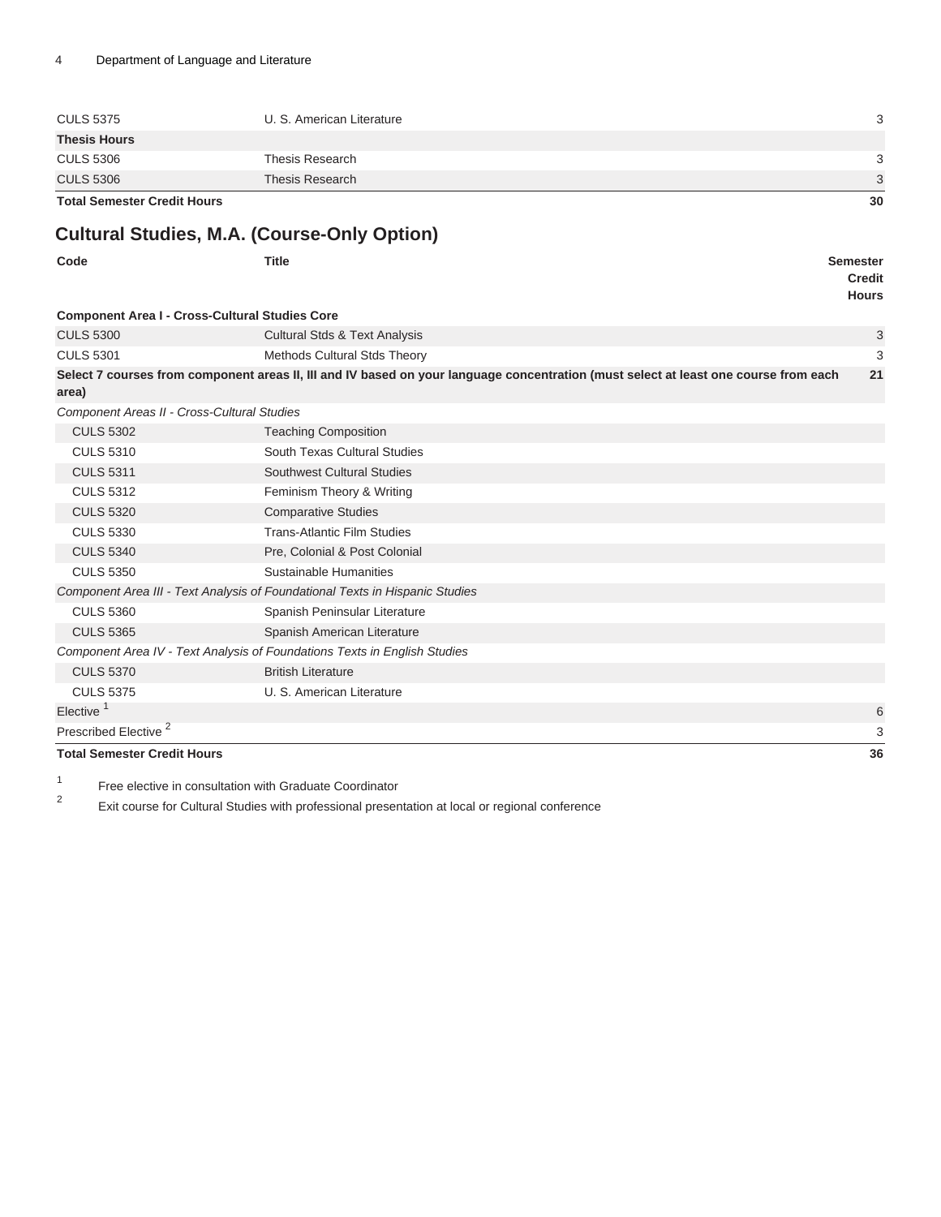| | | |
|---|---|---|
| CULS 5375 | U. S. American Literature | 3 |
| **Thesis Hours** | | |
| CULS 5306 | Thesis Research | 3 |
| CULS 5306 | Thesis Research | 3 |
| **Total Semester Credit Hours** | | **30** |

## Cultural Studies, M.A. (Course-Only Option)

| Code | Title | Semester Credit Hours |
|---|---|---|
| **Component Area I - Cross-Cultural Studies Core** | | |
| CULS 5300 | Cultural Stds & Text Analysis | 3 |
| CULS 5301 | Methods Cultural Stds Theory | 3 |
| **Select 7 courses from component areas II, III and IV based on your language concentration (must select at least one course from each area)** | | **21** |
| *Component Areas II - Cross-Cultural Studies* | | |
| CULS 5302 | Teaching Composition | |
| CULS 5310 | South Texas Cultural Studies | |
| CULS 5311 | Southwest Cultural Studies | |
| CULS 5312 | Feminism Theory & Writing | |
| CULS 5320 | Comparative Studies | |
| CULS 5330 | Trans-Atlantic Film Studies | |
| CULS 5340 | Pre, Colonial & Post Colonial | |
| CULS 5350 | Sustainable Humanities | |
| *Component Area III - Text Analysis of Foundational Texts in Hispanic Studies* | | |
| CULS 5360 | Spanish Peninsular Literature | |
| CULS 5365 | Spanish American Literature | |
| *Component Area IV - Text Analysis of Foundations Texts in English Studies* | | |
| CULS 5370 | British Literature | |
| CULS 5375 | U. S. American Literature | |
| Elective [1] | | 6 |
| Prescribed Elective [2] | | 3 |
| **Total Semester Credit Hours** | | **36** |

[1] Free elective in consultation with Graduate Coordinator

[2] Exit course for Cultural Studies with professional presentation at local or regional conference